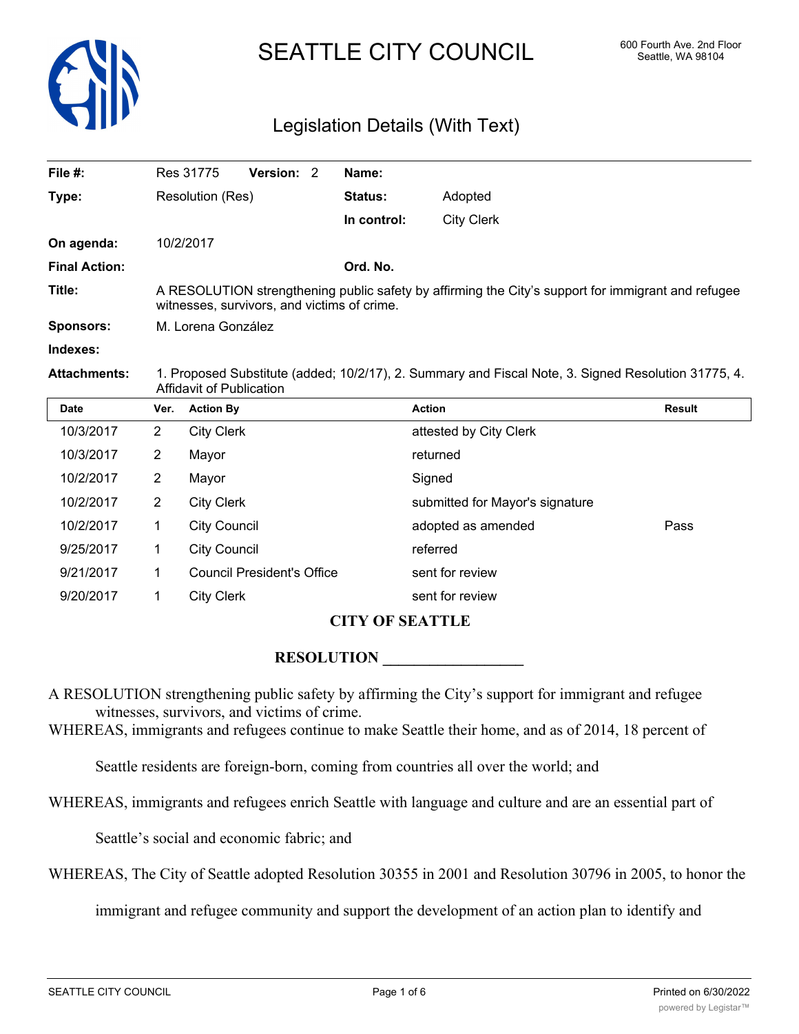# SEATTLE CITY COUNCIL

600 Fourth Ave. 2nd Floor
Seattle, WA 98104

## Legislation Details (With Text)

| | | | |
|---|---|---|---|
| **File #:** | Res 31775 **Version:** 2 | **Name:** | |
| **Type:** | Resolution (Res) | **Status:** | Adopted |
| | | **In control:** | City Clerk |
| **On agenda:** | 10/2/2017 | | |
| **Final Action:** | | **Ord. No.** | |
| **Title:** | A RESOLUTION strengthening public safety by affirming the City's support for immigrant and refugee witnesses, survivors, and victims of crime. | | |
| **Sponsors:** | M. Lorena González | | |
| **Indexes:** | | | |
| **Attachments:** | 1. Proposed Substitute (added; 10/2/17), 2. Summary and Fiscal Note, 3. Signed Resolution 31775, 4. Affidavit of Publication | | |

| Date | Ver. | Action By | Action | Result |
|---|---|---|---|---|
| 10/3/2017 | 2 | City Clerk | attested by City Clerk | |
| 10/3/2017 | 2 | Mayor | returned | |
| 10/2/2017 | 2 | Mayor | Signed | |
| 10/2/2017 | 2 | City Clerk | submitted for Mayor's signature | |
| 10/2/2017 | 1 | City Council | adopted as amended | Pass |
| 9/25/2017 | 1 | City Council | referred | |
| 9/21/2017 | 1 | Council President's Office | sent for review | |
| 9/20/2017 | 1 | City Clerk | sent for review | |

**CITY OF SEATTLE**

**RESOLUTION __________________**

A RESOLUTION strengthening public safety by affirming the City's support for immigrant and refugee witnesses, survivors, and victims of crime.

WHEREAS, immigrants and refugees continue to make Seattle their home, and as of 2014, 18 percent of Seattle residents are foreign-born, coming from countries all over the world; and

WHEREAS, immigrants and refugees enrich Seattle with language and culture and are an essential part of Seattle's social and economic fabric; and

WHEREAS, The City of Seattle adopted Resolution 30355 in 2001 and Resolution 30796 in 2005, to honor the immigrant and refugee community and support the development of an action plan to identify and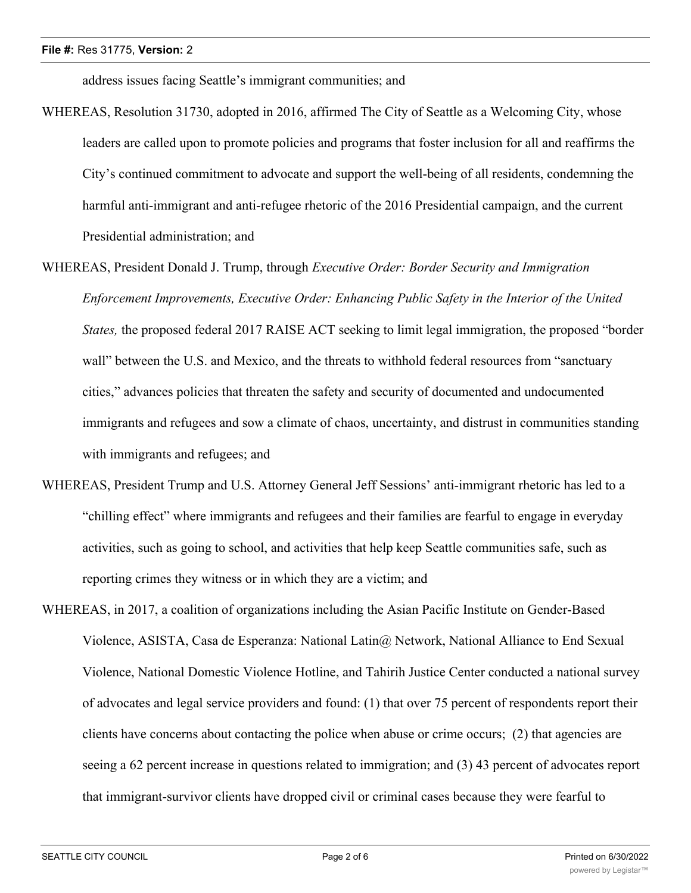address issues facing Seattle's immigrant communities; and

WHEREAS, Resolution 31730, adopted in 2016, affirmed The City of Seattle as a Welcoming City, whose leaders are called upon to promote policies and programs that foster inclusion for all and reaffirms the City's continued commitment to advocate and support the well-being of all residents, condemning the harmful anti-immigrant and anti-refugee rhetoric of the 2016 Presidential campaign, and the current Presidential administration; and

WHEREAS, President Donald J. Trump, through *Executive Order: Border Security and Immigration Enforcement Improvements, Executive Order: Enhancing Public Safety in the Interior of the United States,* the proposed federal 2017 RAISE ACT seeking to limit legal immigration, the proposed "border wall" between the U.S. and Mexico, and the threats to withhold federal resources from "sanctuary cities," advances policies that threaten the safety and security of documented and undocumented immigrants and refugees and sow a climate of chaos, uncertainty, and distrust in communities standing with immigrants and refugees; and

WHEREAS, President Trump and U.S. Attorney General Jeff Sessions' anti-immigrant rhetoric has led to a "chilling effect" where immigrants and refugees and their families are fearful to engage in everyday activities, such as going to school, and activities that help keep Seattle communities safe, such as reporting crimes they witness or in which they are a victim; and

WHEREAS, in 2017, a coalition of organizations including the Asian Pacific Institute on Gender-Based Violence, ASISTA, Casa de Esperanza: National Latin@ Network, National Alliance to End Sexual Violence, National Domestic Violence Hotline, and Tahirih Justice Center conducted a national survey of advocates and legal service providers and found: (1) that over 75 percent of respondents report their clients have concerns about contacting the police when abuse or crime occurs; (2) that agencies are seeing a 62 percent increase in questions related to immigration; and (3) 43 percent of advocates report that immigrant-survivor clients have dropped civil or criminal cases because they were fearful to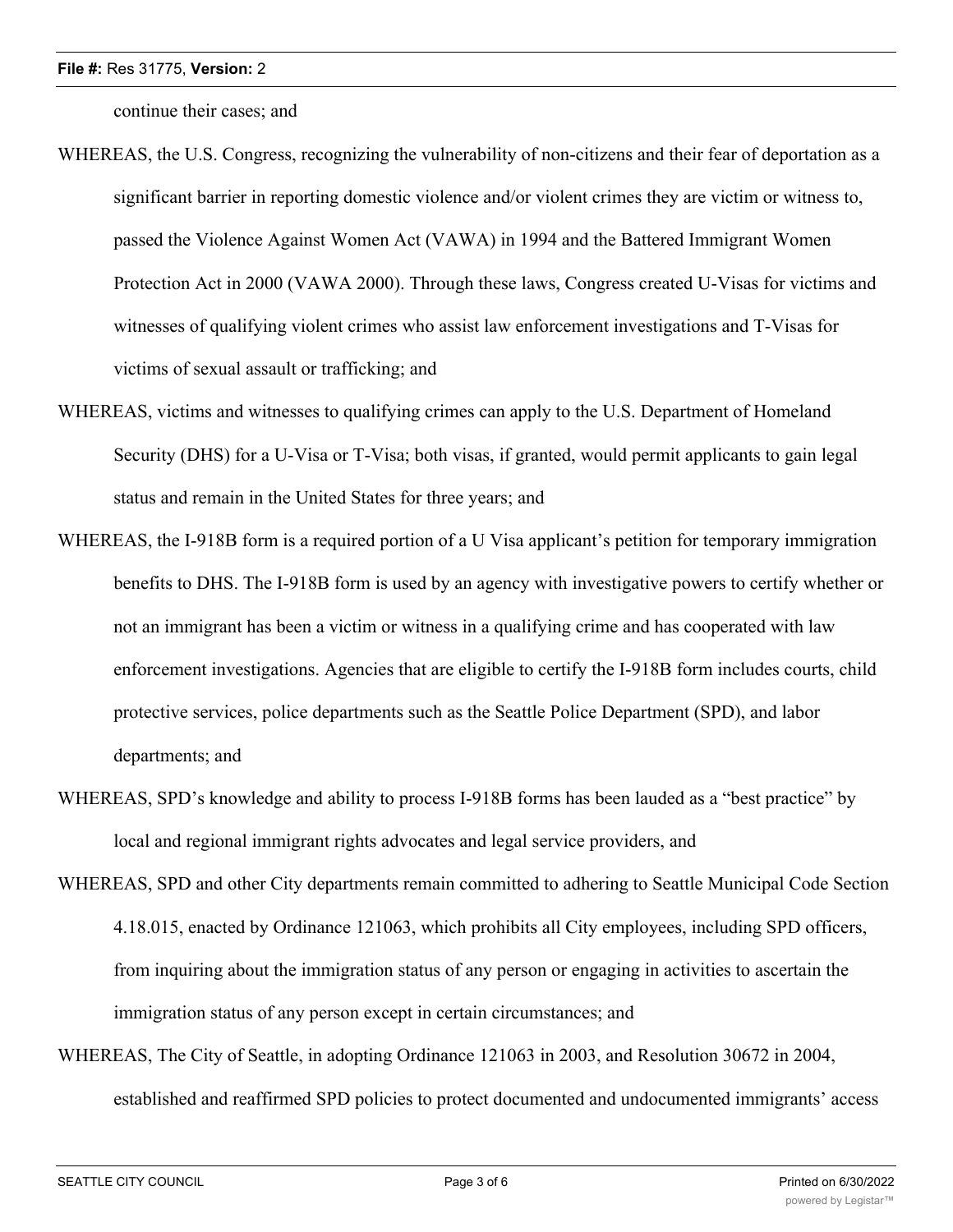continue their cases; and

WHEREAS, the U.S. Congress, recognizing the vulnerability of non-citizens and their fear of deportation as a significant barrier in reporting domestic violence and/or violent crimes they are victim or witness to, passed the Violence Against Women Act (VAWA) in 1994 and the Battered Immigrant Women Protection Act in 2000 (VAWA 2000). Through these laws, Congress created U-Visas for victims and witnesses of qualifying violent crimes who assist law enforcement investigations and T-Visas for victims of sexual assault or trafficking; and

WHEREAS, victims and witnesses to qualifying crimes can apply to the U.S. Department of Homeland Security (DHS) for a U-Visa or T-Visa; both visas, if granted, would permit applicants to gain legal status and remain in the United States for three years; and

WHEREAS, the I-918B form is a required portion of a U Visa applicant's petition for temporary immigration benefits to DHS. The I-918B form is used by an agency with investigative powers to certify whether or not an immigrant has been a victim or witness in a qualifying crime and has cooperated with law enforcement investigations. Agencies that are eligible to certify the I-918B form includes courts, child protective services, police departments such as the Seattle Police Department (SPD), and labor departments; and

WHEREAS, SPD's knowledge and ability to process I-918B forms has been lauded as a "best practice" by local and regional immigrant rights advocates and legal service providers, and

WHEREAS, SPD and other City departments remain committed to adhering to Seattle Municipal Code Section 4.18.015, enacted by Ordinance 121063, which prohibits all City employees, including SPD officers, from inquiring about the immigration status of any person or engaging in activities to ascertain the immigration status of any person except in certain circumstances; and

WHEREAS, The City of Seattle, in adopting Ordinance 121063 in 2003, and Resolution 30672 in 2004, established and reaffirmed SPD policies to protect documented and undocumented immigrants' access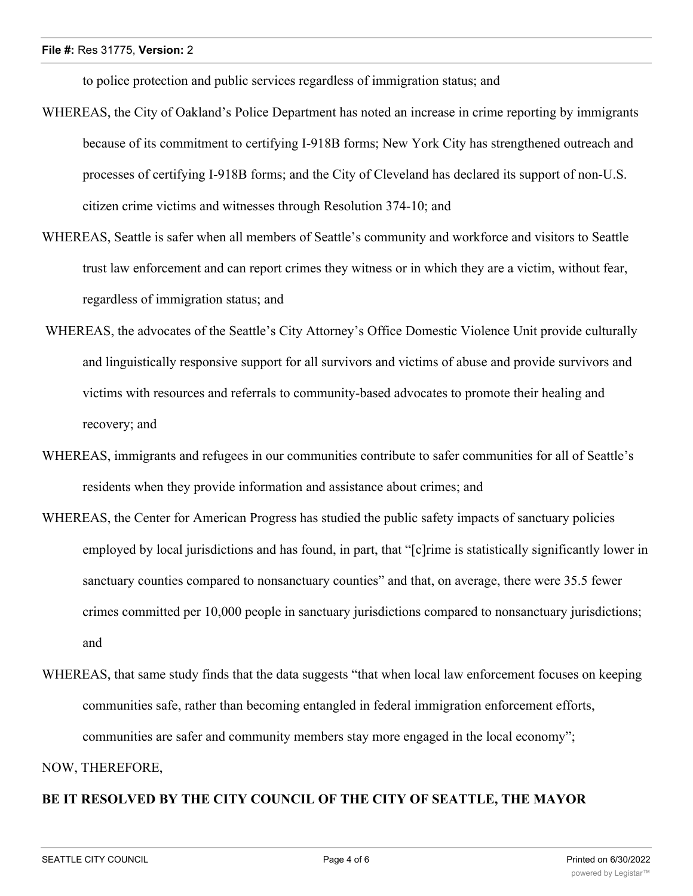to police protection and public services regardless of immigration status; and

WHEREAS, the City of Oakland's Police Department has noted an increase in crime reporting by immigrants because of its commitment to certifying I-918B forms; New York City has strengthened outreach and processes of certifying I-918B forms; and the City of Cleveland has declared its support of non-U.S. citizen crime victims and witnesses through Resolution 374-10; and

WHEREAS, Seattle is safer when all members of Seattle's community and workforce and visitors to Seattle trust law enforcement and can report crimes they witness or in which they are a victim, without fear, regardless of immigration status; and

WHEREAS, the advocates of the Seattle's City Attorney's Office Domestic Violence Unit provide culturally and linguistically responsive support for all survivors and victims of abuse and provide survivors and victims with resources and referrals to community-based advocates to promote their healing and recovery; and

WHEREAS, immigrants and refugees in our communities contribute to safer communities for all of Seattle's residents when they provide information and assistance about crimes; and

WHEREAS, the Center for American Progress has studied the public safety impacts of sanctuary policies employed by local jurisdictions and has found, in part, that "[c]rime is statistically significantly lower in sanctuary counties compared to nonsanctuary counties" and that, on average, there were 35.5 fewer crimes committed per 10,000 people in sanctuary jurisdictions compared to nonsanctuary jurisdictions; and

WHEREAS, that same study finds that the data suggests "that when local law enforcement focuses on keeping communities safe, rather than becoming entangled in federal immigration enforcement efforts, communities are safer and community members stay more engaged in the local economy";

NOW, THEREFORE,

**BE IT RESOLVED BY THE CITY COUNCIL OF THE CITY OF SEATTLE, THE MAYOR**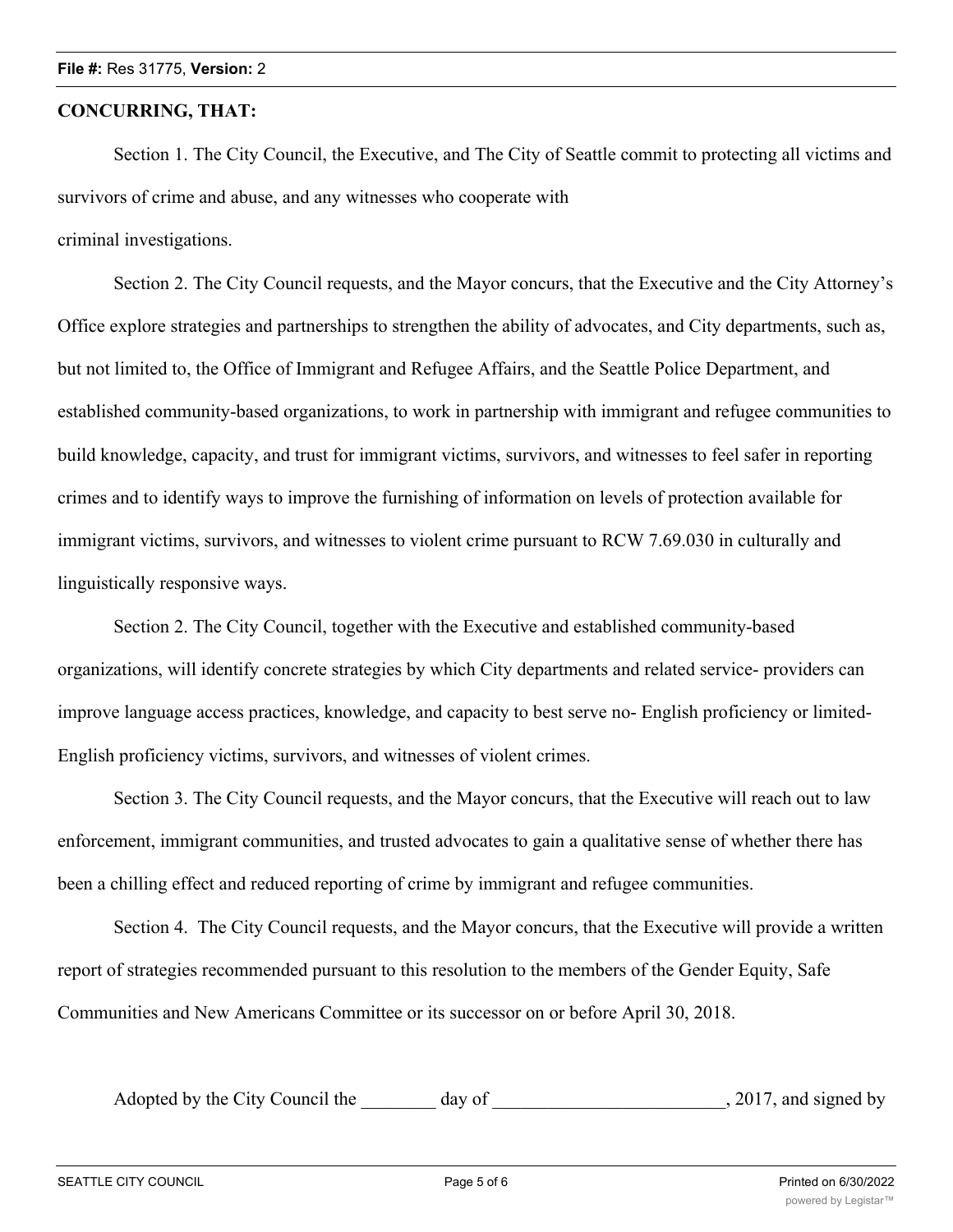**CONCURRING, THAT:**

Section 1. The City Council, the Executive, and The City of Seattle commit to protecting all victims and survivors of crime and abuse, and any witnesses who cooperate with criminal investigations.

Section 2. The City Council requests, and the Mayor concurs, that the Executive and the City Attorney's Office explore strategies and partnerships to strengthen the ability of advocates, and City departments, such as, but not limited to, the Office of Immigrant and Refugee Affairs, and the Seattle Police Department, and established community-based organizations, to work in partnership with immigrant and refugee communities to build knowledge, capacity, and trust for immigrant victims, survivors, and witnesses to feel safer in reporting crimes and to identify ways to improve the furnishing of information on levels of protection available for immigrant victims, survivors, and witnesses to violent crime pursuant to RCW 7.69.030 in culturally and linguistically responsive ways.

Section 2. The City Council, together with the Executive and established community-based organizations, will identify concrete strategies by which City departments and related service- providers can improve language access practices, knowledge, and capacity to best serve no- English proficiency or limited-English proficiency victims, survivors, and witnesses of violent crimes.

Section 3. The City Council requests, and the Mayor concurs, that the Executive will reach out to law enforcement, immigrant communities, and trusted advocates to gain a qualitative sense of whether there has been a chilling effect and reduced reporting of crime by immigrant and refugee communities.

Section 4. The City Council requests, and the Mayor concurs, that the Executive will provide a written report of strategies recommended pursuant to this resolution to the members of the Gender Equity, Safe Communities and New Americans Committee or its successor on or before April 30, 2018.

Adopted by the City Council the ________ day of _________________________, 2017, and signed by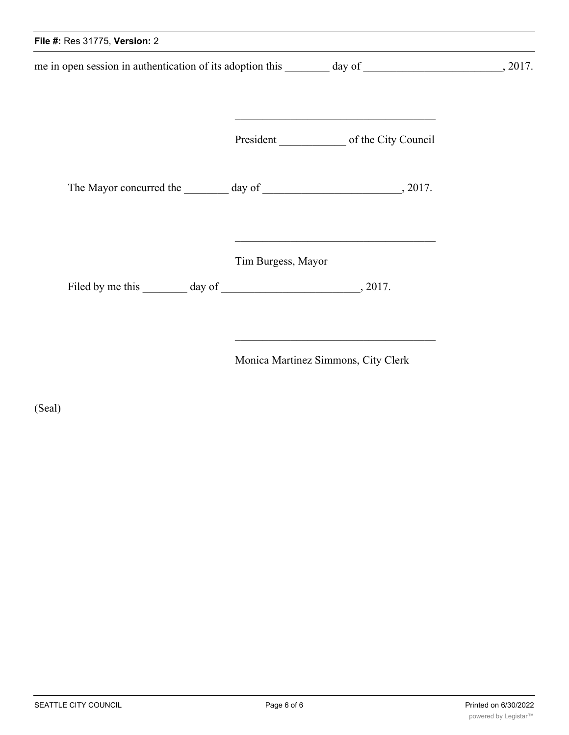me in open session in authentication of its adoption this ________ day of _________________________, 2017.

____________________________________

President ____________ of the City Council

The Mayor concurred the ________ day of _________________________, 2017.

____________________________________

Tim Burgess, Mayor

Filed by me this ________ day of _________________________, 2017.

____________________________________

Monica Martinez Simmons, City Clerk

(Seal)